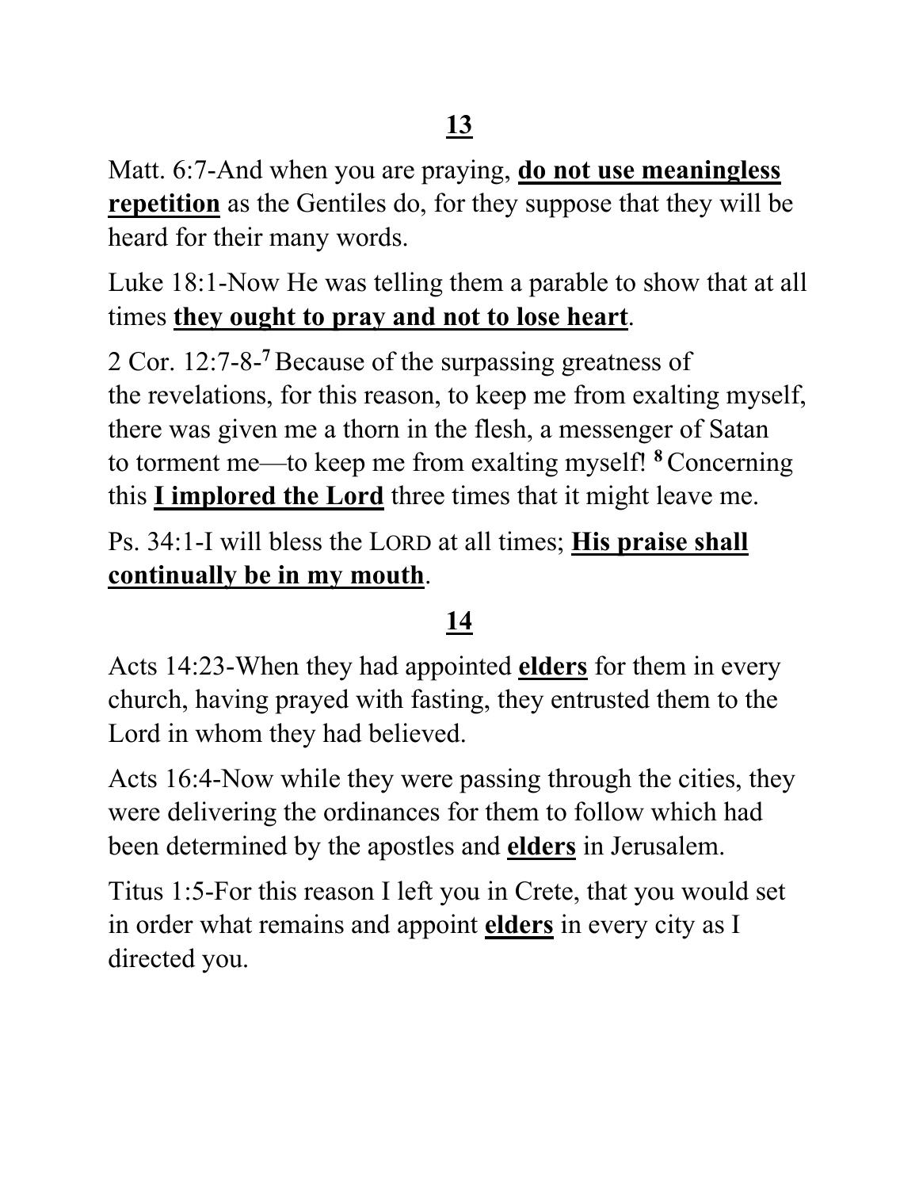**13**

Matt. 6:7-And when you are praying, **do not use meaningless repetition** as the Gentiles do, for they suppose that they will be heard for their many words.

Luke 18:1-Now He was telling them a parable to show that at all times **they ought to pray and not to lose heart**.

2 Cor. 12:7-8-[7] Because of the surpassing greatness of the revelations, for this reason, to keep me from exalting myself, there was given me a thorn in the flesh, a messenger of Satan to torment me—to keep me from exalting myself! [8] Concerning this **I implored the Lord** three times that it might leave me.

Ps. 34:1-I will bless the LORD at all times; **His praise shall continually be in my mouth**.

**14**

Acts 14:23-When they had appointed **elders** for them in every church, having prayed with fasting, they entrusted them to the Lord in whom they had believed.

Acts 16:4-Now while they were passing through the cities, they were delivering the ordinances for them to follow which had been determined by the apostles and **elders** in Jerusalem.

Titus 1:5-For this reason I left you in Crete, that you would set in order what remains and appoint **elders** in every city as I directed you.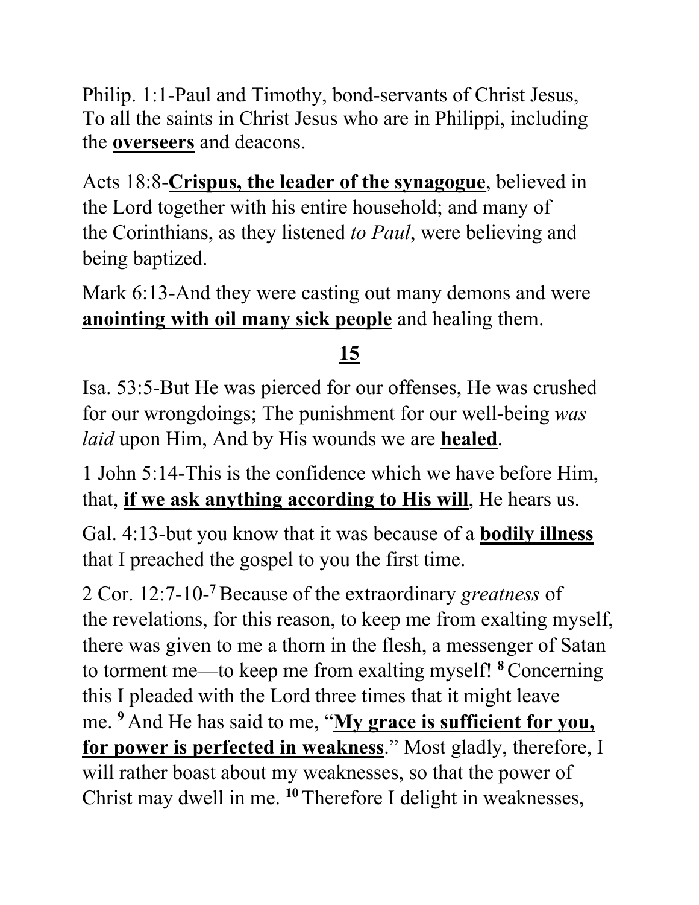Philip. 1:1-Paul and Timothy, bond-servants of Christ Jesus, To all the saints in Christ Jesus who are in Philippi, including the **<u>overseers</u>** and deacons.

Acts 18:8-**<u>Crispus, the leader of the synagogue</u>**, believed in the Lord together with his entire household; and many of the Corinthians, as they listened *to Paul*, were believing and being baptized.

Mark 6:13-And they were casting out many demons and were **<u>anointing with oil many sick people</u>** and healing them.

## <u>15</u>

Isa. 53:5-But He was pierced for our offenses, He was crushed for our wrongdoings; The punishment for our well-being *was laid* upon Him, And by His wounds we are **<u>healed</u>**.

1 John 5:14-This is the confidence which we have before Him, that, **<u>if we ask anything according to His will</u>**, He hears us.

Gal. 4:13-but you know that it was because of a **<u>bodily illness</u>** that I preached the gospel to you the first time.

2 Cor. 12:7-10-**7** Because of the extraordinary *greatness* of the revelations, for this reason, to keep me from exalting myself, there was given to me a thorn in the flesh, a messenger of Satan to torment me—to keep me from exalting myself! **8** Concerning this I pleaded with the Lord three times that it might leave me. **9** And He has said to me, "**<u>My grace is sufficient for you, for power is perfected in weakness</u>**." Most gladly, therefore, I will rather boast about my weaknesses, so that the power of Christ may dwell in me. **10** Therefore I delight in weaknesses,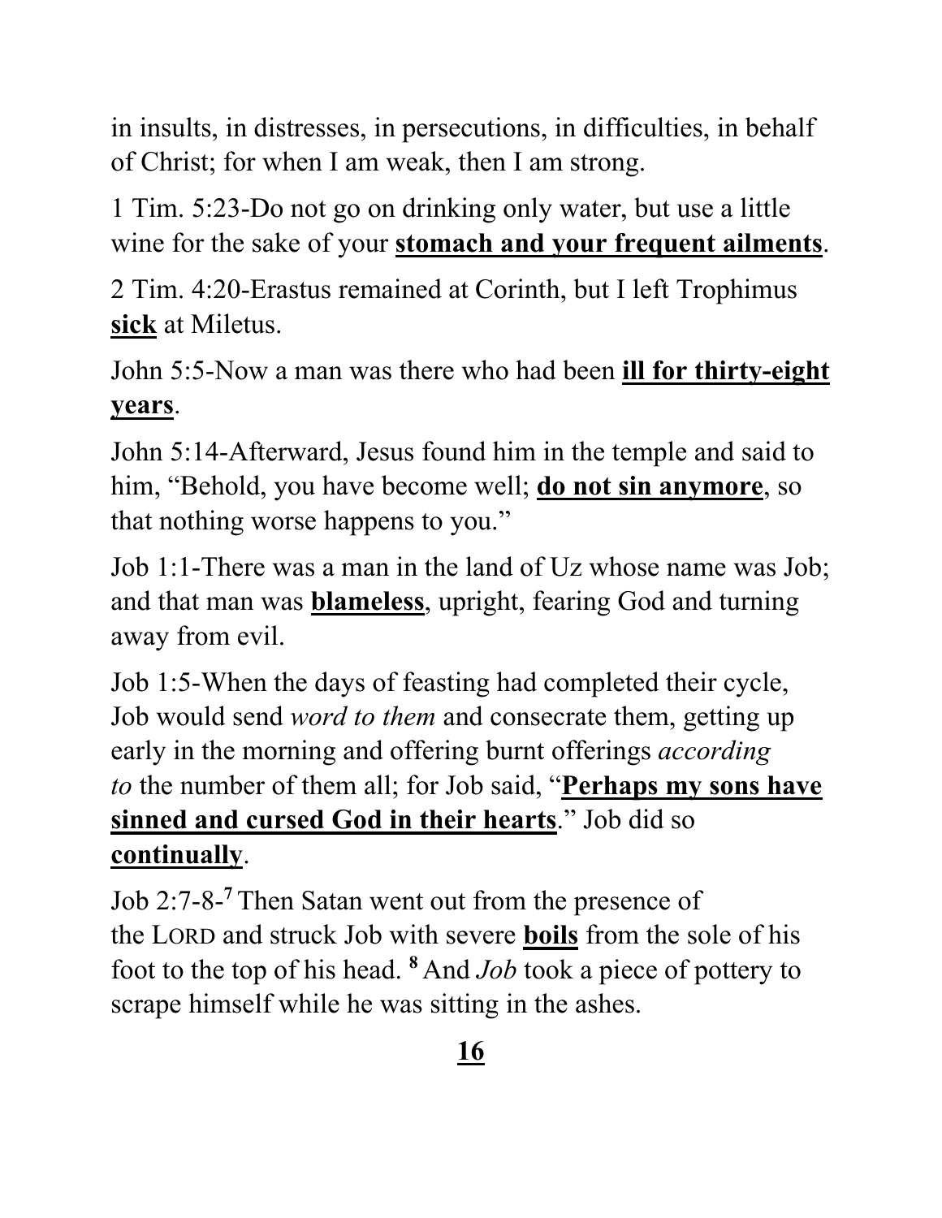in insults, in distresses, in persecutions, in difficulties, in behalf of Christ; for when I am weak, then I am strong.

1 Tim. 5:23-Do not go on drinking only water, but use a little wine for the sake of your **stomach and your frequent ailments**.

2 Tim. 4:20-Erastus remained at Corinth, but I left Trophimus **sick** at Miletus.

John 5:5-Now a man was there who had been **ill for thirty-eight years**.

John 5:14-Afterward, Jesus found him in the temple and said to him, "Behold, you have become well; **do not sin anymore**, so that nothing worse happens to you."

Job 1:1-There was a man in the land of Uz whose name was Job; and that man was **blameless**, upright, fearing God and turning away from evil.

Job 1:5-When the days of feasting had completed their cycle, Job would send *word to them* and consecrate them, getting up early in the morning and offering burnt offerings *according to* the number of them all; for Job said, "**Perhaps my sons have sinned and cursed God in their hearts**." Job did so **continually**.

Job 2:7-8-[7] Then Satan went out from the presence of the LORD and struck Job with severe **boils** from the sole of his foot to the top of his head. [8] And *Job* took a piece of pottery to scrape himself while he was sitting in the ashes.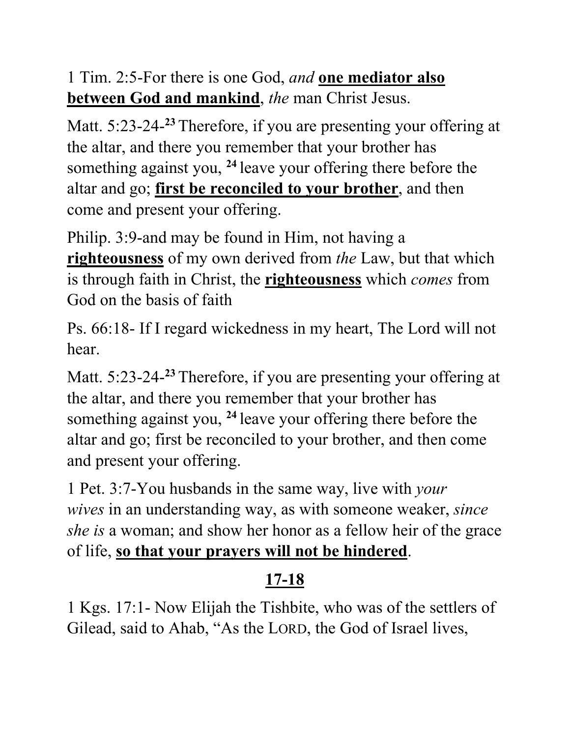1 Tim. 2:5-For there is one God, *and* **<u>one mediator also between God and mankind</u>**, *the* man Christ Jesus.

Matt. 5:23-24-[23] Therefore, if you are presenting your offering at the altar, and there you remember that your brother has something against you, [24] leave your offering there before the altar and go; **<u>first be reconciled to your brother</u>**, and then come and present your offering.

Philip. 3:9-and may be found in Him, not having a **<u>righteousness</u>** of my own derived from *the* Law, but that which is through faith in Christ, the **<u>righteousness</u>** which *comes* from God on the basis of faith

Ps. 66:18- If I regard wickedness in my heart, The Lord will not hear.

Matt. 5:23-24-[23] Therefore, if you are presenting your offering at the altar, and there you remember that your brother has something against you, [24] leave your offering there before the altar and go; first be reconciled to your brother, and then come and present your offering.

1 Pet. 3:7-You husbands in the same way, live with *your wives* in an understanding way, as with someone weaker, *since she is* a woman; and show her honor as a fellow heir of the grace of life, **<u>so that your prayers will not be hindered</u>**.

## <u>17-18</u>

1 Kgs. 17:1- Now Elijah the Tishbite, who was of the settlers of Gilead, said to Ahab, "As the LORD, the God of Israel lives,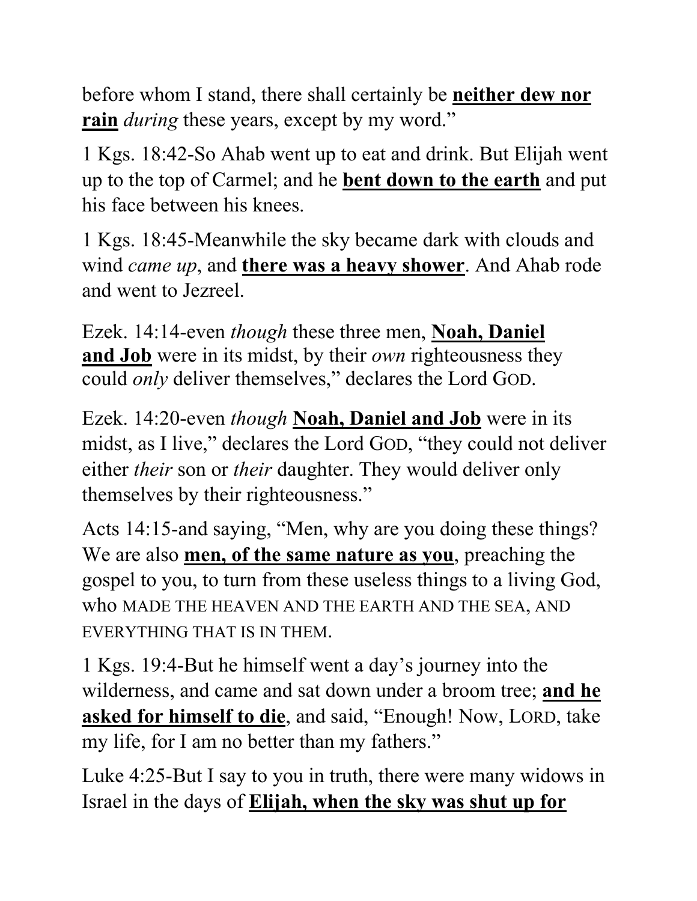before whom I stand, there shall certainly be **neither dew nor rain** *during* these years, except by my word."

1 Kgs. 18:42-So Ahab went up to eat and drink. But Elijah went up to the top of Carmel; and he **bent down to the earth** and put his face between his knees.

1 Kgs. 18:45-Meanwhile the sky became dark with clouds and wind *came up*, and **there was a heavy shower**. And Ahab rode and went to Jezreel.

Ezek. 14:14-even *though* these three men, **Noah, Daniel and Job** were in its midst, by their *own* righteousness they could *only* deliver themselves," declares the Lord GOD.

Ezek. 14:20-even *though* **Noah, Daniel and Job** were in its midst, as I live," declares the Lord GOD, "they could not deliver either *their* son or *their* daughter. They would deliver only themselves by their righteousness."

Acts 14:15-and saying, "Men, why are you doing these things? We are also **men, of the same nature as you**, preaching the gospel to you, to turn from these useless things to a living God, who MADE THE HEAVEN AND THE EARTH AND THE SEA, AND EVERYTHING THAT IS IN THEM.

1 Kgs. 19:4-But he himself went a day's journey into the wilderness, and came and sat down under a broom tree; **and he asked for himself to die**, and said, "Enough! Now, LORD, take my life, for I am no better than my fathers."

Luke 4:25-But I say to you in truth, there were many widows in Israel in the days of **Elijah, when the sky was shut up for**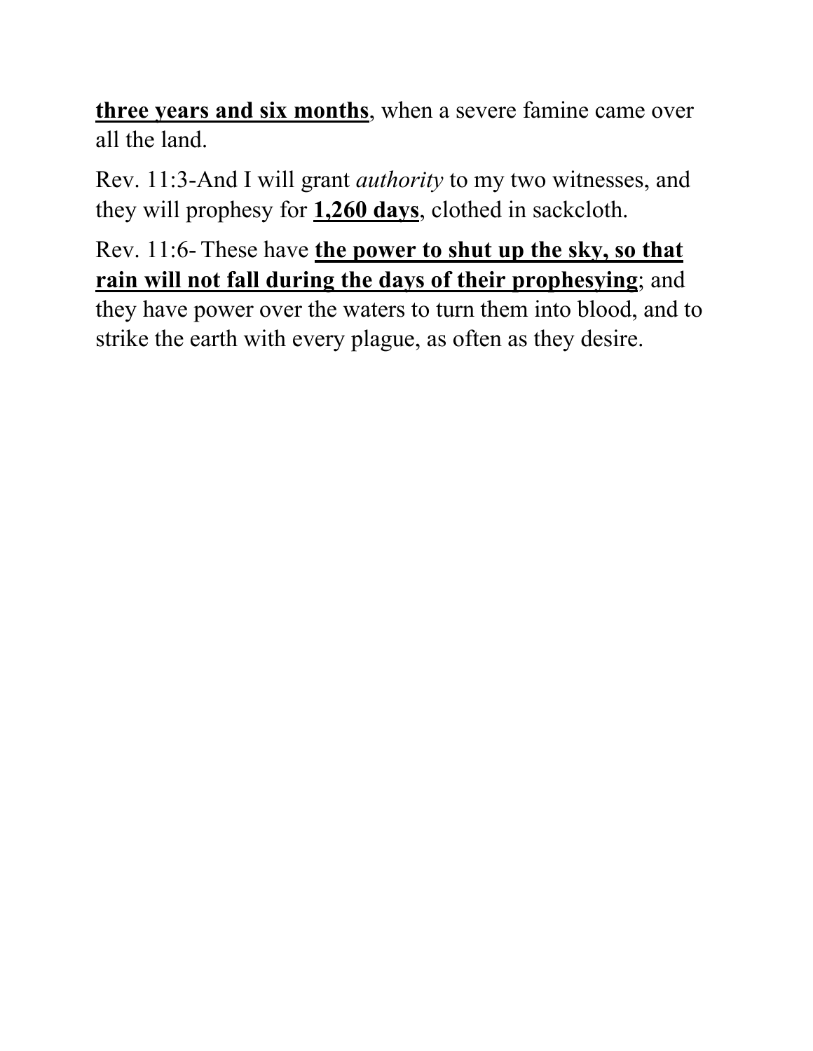**three years and six months**, when a severe famine came over all the land.

Rev. 11:3-And I will grant *authority* to my two witnesses, and they will prophesy for **1,260 days**, clothed in sackcloth.

Rev. 11:6- These have **the power to shut up the sky, so that rain will not fall during the days of their prophesying**; and they have power over the waters to turn them into blood, and to strike the earth with every plague, as often as they desire.